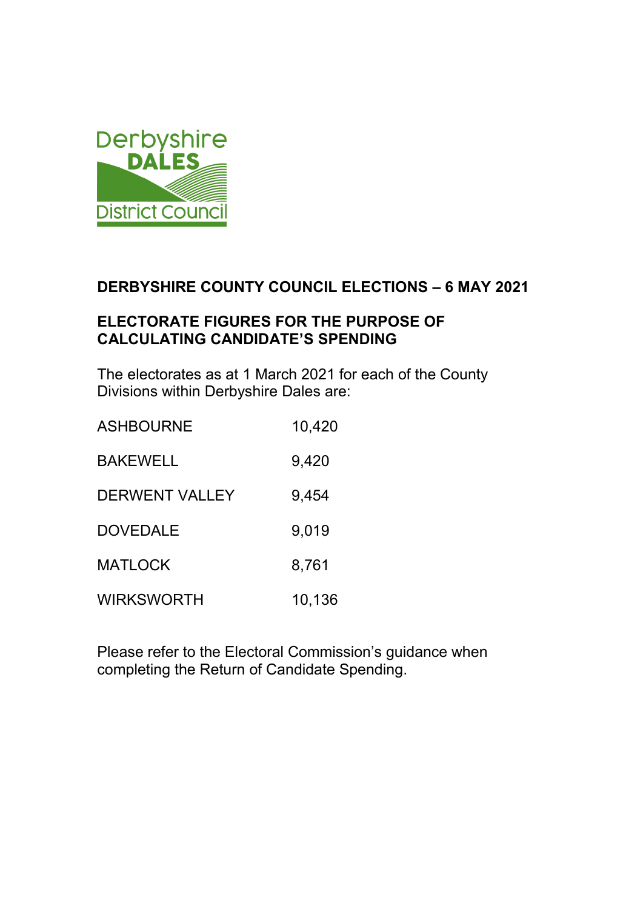Derbyshire
DALES
District Council

## DERBYSHIRE COUNTY COUNCIL ELECTIONS – 6 MAY 2021

## ELECTORATE FIGURES FOR THE PURPOSE OF CALCULATING CANDIDATE'S SPENDING

The electorates as at 1 March 2021 for each of the County Divisions within Derbyshire Dales are:

| | |
|---|---|
| ASHBOURNE | 10,420 |
| BAKEWELL | 9,420 |
| DERWENT VALLEY | 9,454 |
| DOVEDALE | 9,019 |
| MATLOCK | 8,761 |
| WIRKSWORTH | 10,136 |

Please refer to the Electoral Commission's guidance when completing the Return of Candidate Spending.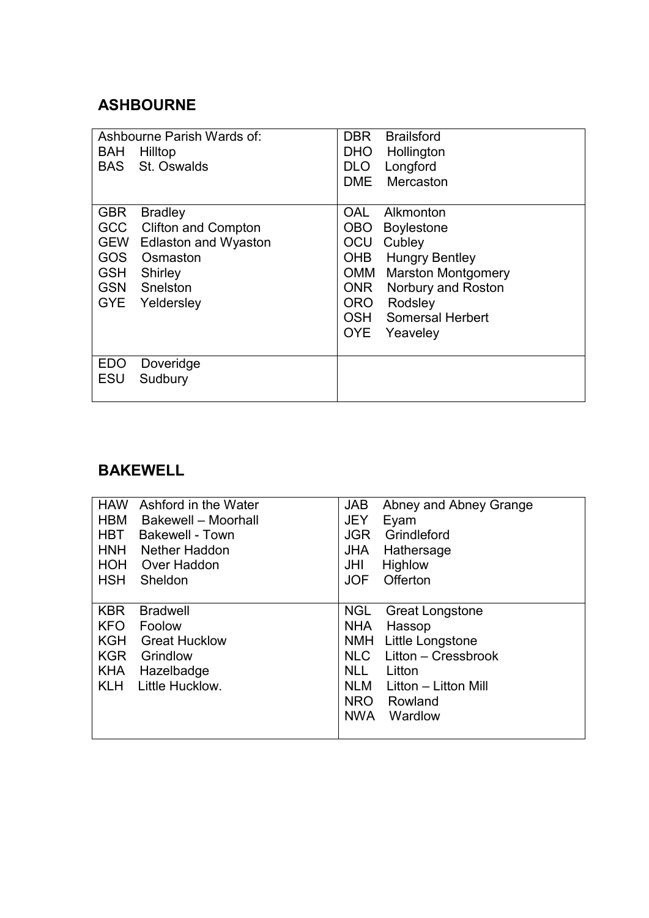## ASHBOURNE

| | |
|---|---|
| Ashbourne Parish Wards of:<br>BAH Hilltop<br>BAS St. Oswalds | DBR Brailsford<br>DHO Hollington<br>DLO Longford<br>DME Mercaston |
| GBR Bradley<br>GCC Clifton and Compton<br>GEW Edlaston and Wyaston<br>GOS Osmaston<br>GSH Shirley<br>GSN Snelston<br>GYE Yeldersley | OAL Alkmonton<br>OBO Boylestone<br>OCU Cubley<br>OHB Hungry Bentley<br>OMM Marston Montgomery<br>ONR Norbury and Roston<br>ORO Rodsley<br>OSH Somersal Herbert<br>OYE Yeaveley |
| EDO Doveridge<br>ESU Sudbury | |

## BAKEWELL

| | |
|---|---|
| HAW Ashford in the Water<br>HBM Bakewell – Moorhall<br>HBT Bakewell - Town<br>HNH Nether Haddon<br>HOH Over Haddon<br>HSH Sheldon | JAB Abney and Abney Grange<br>JEY Eyam<br>JGR Grindleford<br>JHA Hathersage<br>JHI Highlow<br>JOF Offerton |
| KBR Bradwell<br>KFO Foolow<br>KGH Great Hucklow<br>KGR Grindlow<br>KHA Hazelbadge<br>KLH Little Hucklow. | NGL Great Longstone<br>NHA Hassop<br>NMH Little Longstone<br>NLC Litton – Cressbrook<br>NLL Litton<br>NLM Litton – Litton Mill<br>NRO Rowland<br>NWA Wardlow |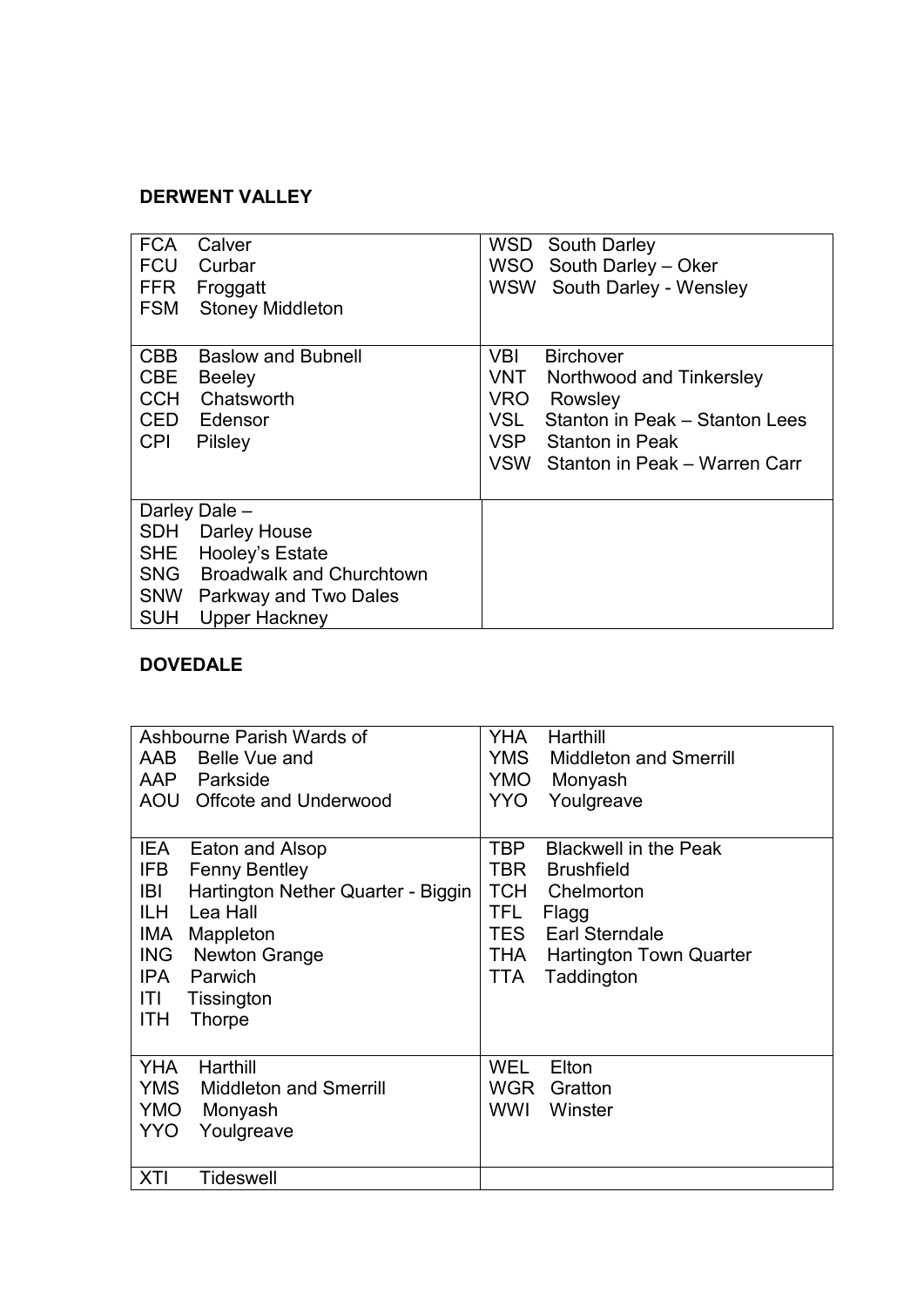**DERWENT VALLEY**

| | |
|---|---|
| FCA Calver<br>FCU Curbar<br>FFR Froggatt<br>FSM Stoney Middleton | WSD South Darley<br>WSO South Darley – Oker<br>WSW South Darley - Wensley |
| CBB Baslow and Bubnell<br>CBE Beeley<br>CCH Chatsworth<br>CED Edensor<br>CPI Pilsley | VBI Birchover<br>VNT Northwood and Tinkersley<br>VRO Rowsley<br>VSL Stanton in Peak – Stanton Lees<br>VSP Stanton in Peak<br>VSW Stanton in Peak – Warren Carr |
| Darley Dale –<br>SDH Darley House<br>SHE Hooley's Estate<br>SNG Broadwalk and Churchtown<br>SNW Parkway and Two Dales<br>SUH Upper Hackney | |

**DOVEDALE**

| | |
|---|---|
| Ashbourne Parish Wards of<br>AAB Belle Vue and<br>AAP Parkside<br>AOU Offcote and Underwood | YHA Harthill<br>YMS Middleton and Smerrill<br>YMO Monyash<br>YYO Youlgreave |
| IEA Eaton and Alsop<br>IFB Fenny Bentley<br>IBI Hartington Nether Quarter - Biggin<br>ILH Lea Hall<br>IMA Mappleton<br>ING Newton Grange<br>IPA Parwich<br>ITI Tissington<br>ITH Thorpe | TBP Blackwell in the Peak<br>TBR Brushfield<br>TCH Chelmorton<br>TFL Flagg<br>TES Earl Sterndale<br>THA Hartington Town Quarter<br>TTA Taddington |
| YHA Harthill<br>YMS Middleton and Smerrill<br>YMO Monyash<br>YYO Youlgreave | WEL Elton<br>WGR Gratton<br>WWI Winster |
| XTI Tideswell | |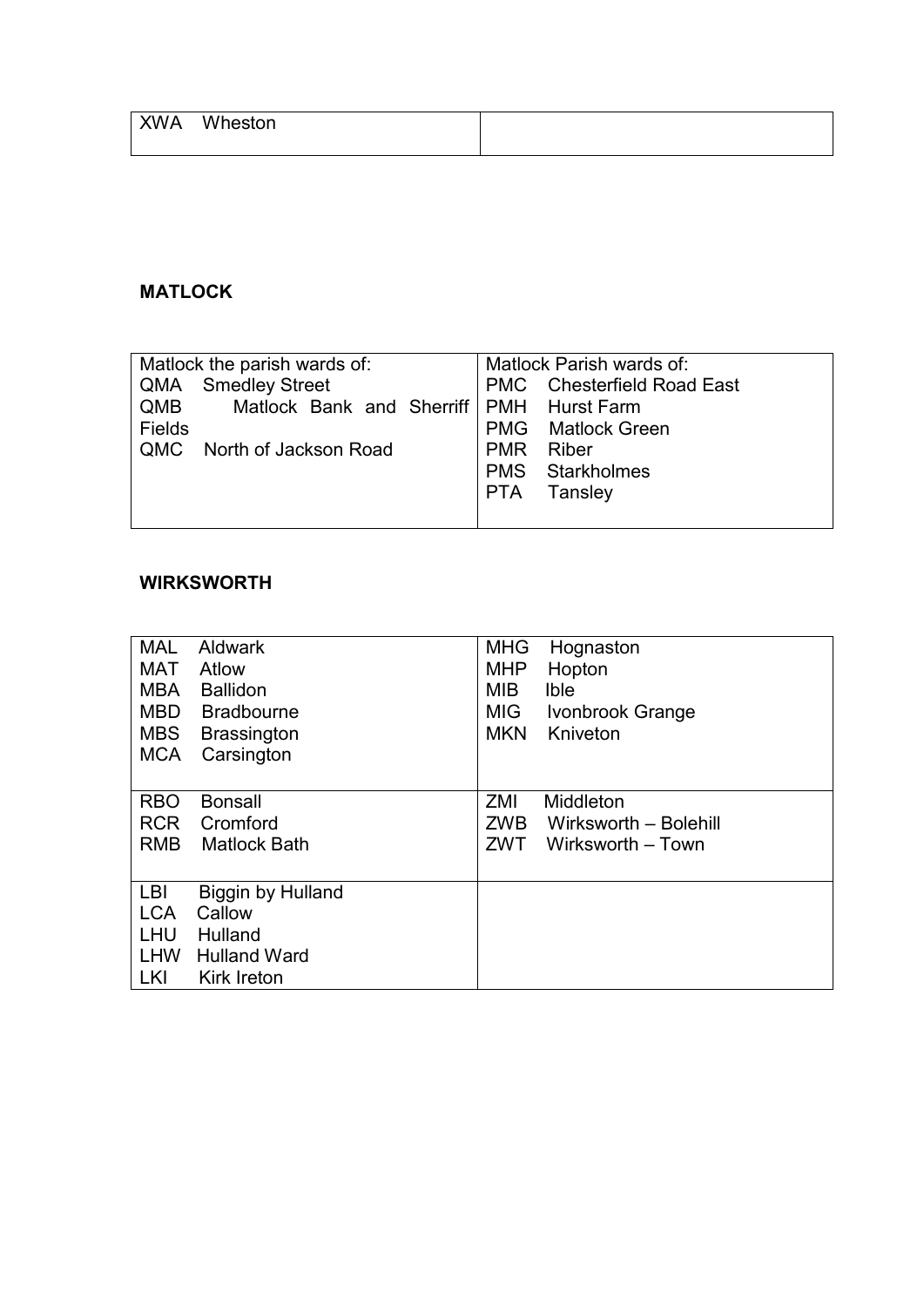| | |
|---|---|
| XWA Wheston | |

**MATLOCK**

| | |
|---|---|
| Matlock the parish wards of:<br>QMA Smedley Street<br>QMB Matlock Bank and Sherriff Fields<br>QMC North of Jackson Road | Matlock Parish wards of:<br>PMC Chesterfield Road East<br>PMH Hurst Farm<br>PMG Matlock Green<br>PMR Riber<br>PMS Starkholmes<br>PTA Tansley |

**WIRKSWORTH**

| | |
|---|---|
| MAL Aldwark<br>MAT Atlow<br>MBA Ballidon<br>MBD Bradbourne<br>MBS Brassington<br>MCA Carsington | MHG Hognaston<br>MHP Hopton<br>MIB Ible<br>MIG Ivonbrook Grange<br>MKN Kniveton |
| RBO Bonsall<br>RCR Cromford<br>RMB Matlock Bath | ZMI Middleton<br>ZWB Wirksworth – Bolehill<br>ZWT Wirksworth – Town |
| LBI Biggin by Hulland<br>LCA Callow<br>LHU Hulland<br>LHW Hulland Ward<br>LKI Kirk Ireton | |